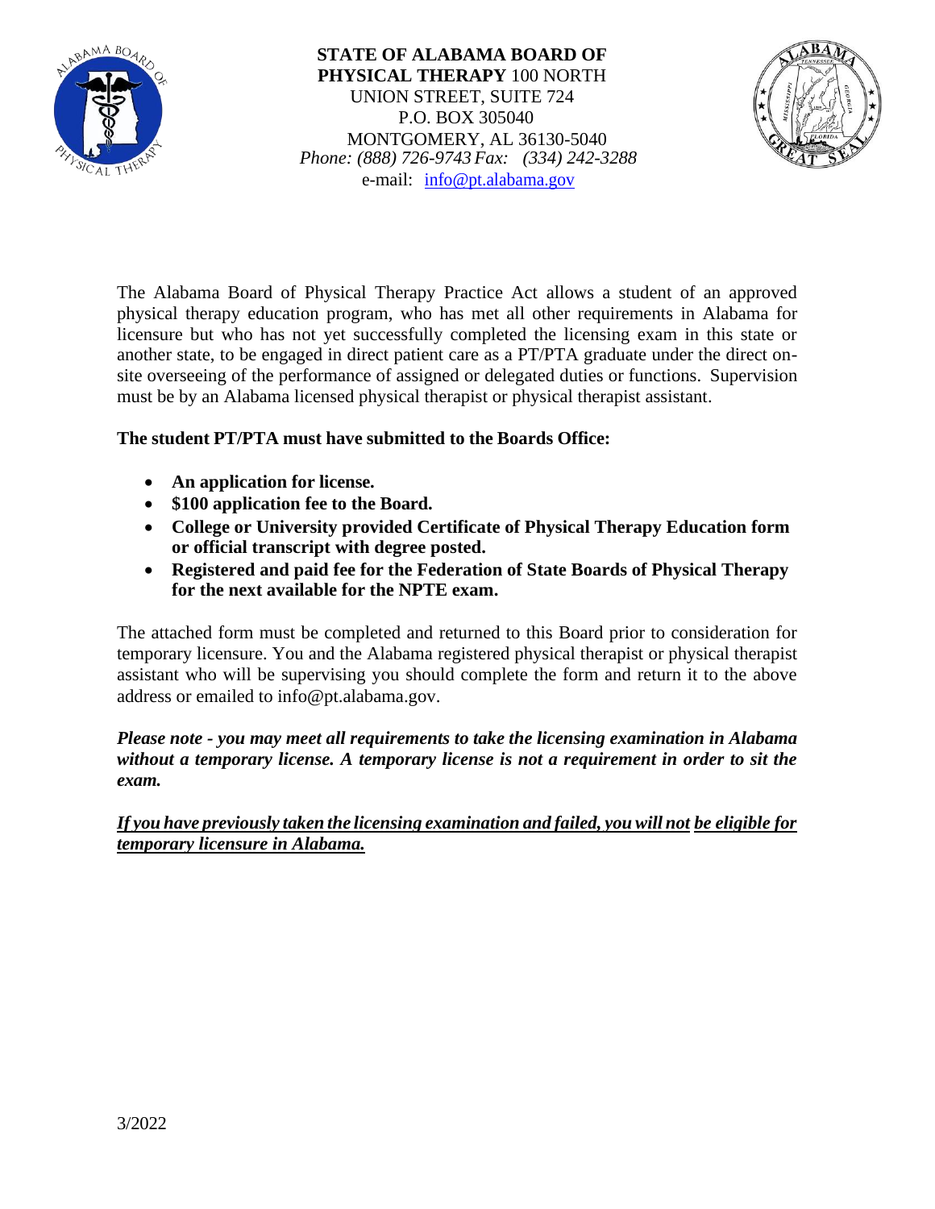**STATE OF ALABAMA BOARD OF PHYSICAL THERAPY** 100 NORTH UNION STREET, SUITE 724
P.O. BOX 305040
MONTGOMERY, AL 36130-5040
*Phone: (888) 726-9743 Fax: (334) 242-3288*
e-mail: info@pt.alabama.gov

The Alabama Board of Physical Therapy Practice Act allows a student of an approved physical therapy education program, who has met all other requirements in Alabama for licensure but who has not yet successfully completed the licensing exam in this state or another state, to be engaged in direct patient care as a PT/PTA graduate under the direct on-site overseeing of the performance of assigned or delegated duties or functions. Supervision must be by an Alabama licensed physical therapist or physical therapist assistant.

**The student PT/PTA must have submitted to the Boards Office:**

- **An application for license.**
- **$100 application fee to the Board.**
- **College or University provided Certificate of Physical Therapy Education form or official transcript with degree posted.**
- **Registered and paid fee for the Federation of State Boards of Physical Therapy for the next available for the NPTE exam.**

The attached form must be completed and returned to this Board prior to consideration for temporary licensure. You and the Alabama registered physical therapist or physical therapist assistant who will be supervising you should complete the form and return it to the above address or emailed to info@pt.alabama.gov.

***Please note - you may meet all requirements to take the licensing examination in Alabama without a temporary license. A temporary license is not a requirement in order to sit the exam.***

***<u>If you have previously taken the licensing examination and failed, you will not be eligible for temporary licensure in Alabama.</u>***

3/2022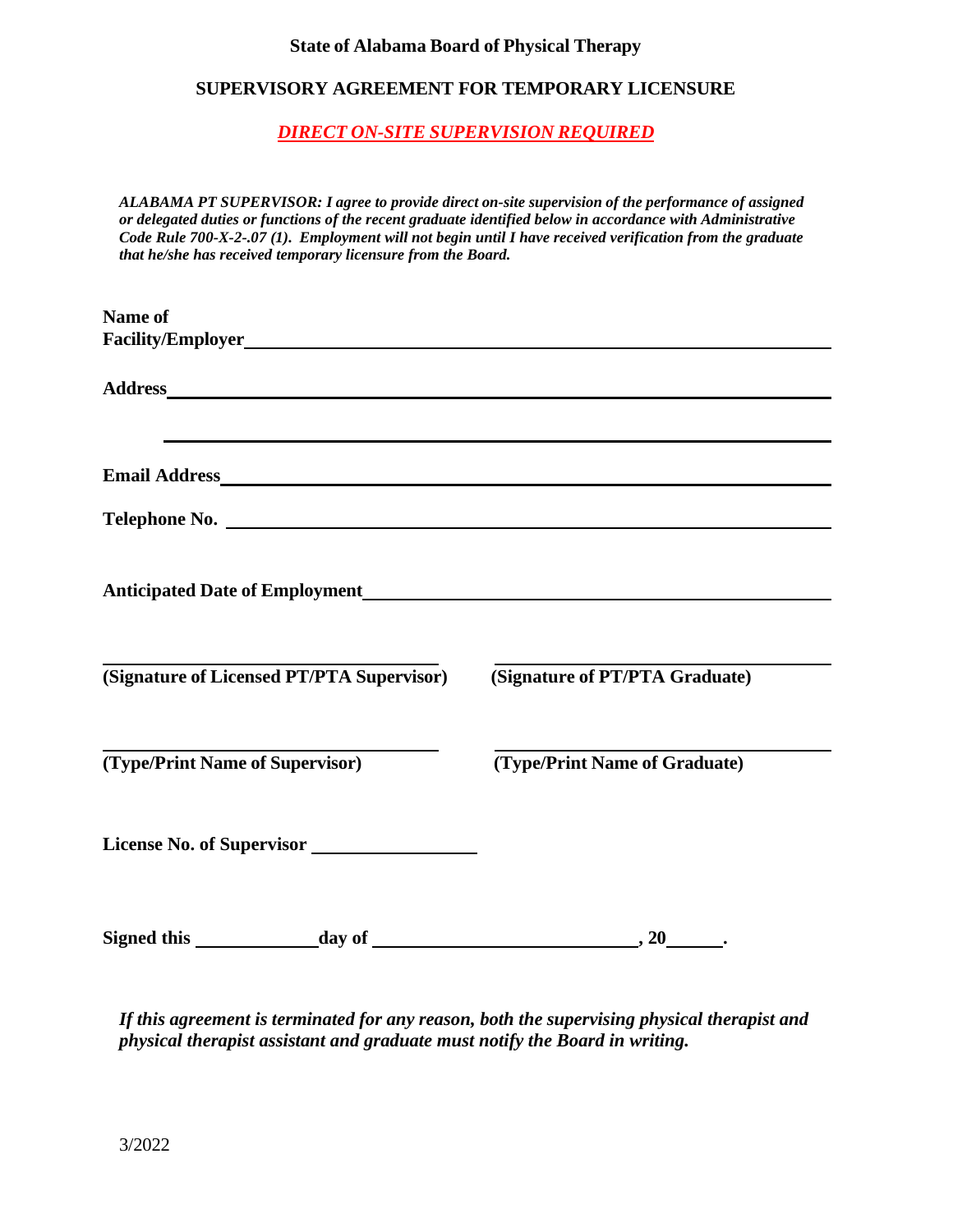**State of Alabama Board of Physical Therapy**

**SUPERVISORY AGREEMENT FOR TEMPORARY LICENSURE**

***DIRECT ON-SITE SUPERVISION REQUIRED***

***ALABAMA PT SUPERVISOR: I agree to provide direct on-site supervision of the performance of assigned or delegated duties or functions of the recent graduate identified below in accordance with Administrative Code Rule 700-X-2-.07 (1). Employment will not begin until I have received verification from the graduate that he/she has received temporary licensure from the Board.***

**Name of Facility/Employer**\_\_\_\_\_\_\_\_\_\_\_\_\_\_\_\_\_\_\_\_\_\_\_\_\_\_\_\_\_\_\_\_\_\_\_\_\_\_\_\_\_\_\_\_\_\_\_\_\_\_\_\_\_\_

**Address**\_\_\_\_\_\_\_\_\_\_\_\_\_\_\_\_\_\_\_\_\_\_\_\_\_\_\_\_\_\_\_\_\_\_\_\_\_\_\_\_\_\_\_\_\_\_\_\_\_\_\_\_\_\_\_\_\_\_\_\_\_\_

\_\_\_\_\_\_\_\_\_\_\_\_\_\_\_\_\_\_\_\_\_\_\_\_\_\_\_\_\_\_\_\_\_\_\_\_\_\_\_\_\_\_\_\_\_\_\_\_\_\_\_\_\_\_\_\_\_\_\_\_\_\_

**Email Address**\_\_\_\_\_\_\_\_\_\_\_\_\_\_\_\_\_\_\_\_\_\_\_\_\_\_\_\_\_\_\_\_\_\_\_\_\_\_\_\_\_\_\_\_\_\_\_\_\_\_\_\_\_\_\_\_

**Telephone No.** \_\_\_\_\_\_\_\_\_\_\_\_\_\_\_\_\_\_\_\_\_\_\_\_\_\_\_\_\_\_\_\_\_\_\_\_\_\_\_\_\_\_\_\_\_\_\_\_\_\_\_\_\_\_\_

**Anticipated Date of Employment**\_\_\_\_\_\_\_\_\_\_\_\_\_\_\_\_\_\_\_\_\_\_\_\_\_\_\_\_\_\_\_\_\_\_\_\_\_\_\_\_\_\_\_

\_\_\_\_\_\_\_\_\_\_\_\_\_\_\_\_\_\_\_\_\_\_\_\_\_\_\_\_\_\_\_\_\_\_\_\_ \_\_\_\_\_\_\_\_\_\_\_\_\_\_\_\_\_\_\_\_\_\_\_\_\_\_\_\_\_\_\_\_\_\_\_\_

**(Signature of Licensed PT/PTA Supervisor)** **(Signature of PT/PTA Graduate)**

\_\_\_\_\_\_\_\_\_\_\_\_\_\_\_\_\_\_\_\_\_\_\_\_\_\_\_\_\_\_\_\_\_\_\_\_ \_\_\_\_\_\_\_\_\_\_\_\_\_\_\_\_\_\_\_\_\_\_\_\_\_\_\_\_\_\_\_\_\_\_\_\_

**(Type/Print Name of Supervisor)** **(Type/Print Name of Graduate)**

**License No. of Supervisor** \_\_\_\_\_\_\_\_\_\_\_\_\_\_\_\_\_\_

**Signed this** \_\_\_\_\_\_\_\_\_\_\_\_\_ **day of** \_\_\_\_\_\_\_\_\_\_\_\_\_\_\_\_\_\_\_\_\_\_\_\_\_\_\_\_**, 20**\_\_\_\_\_\_**.**

***If this agreement is terminated for any reason, both the supervising physical therapist and physical therapist assistant and graduate must notify the Board in writing.***

3/2022